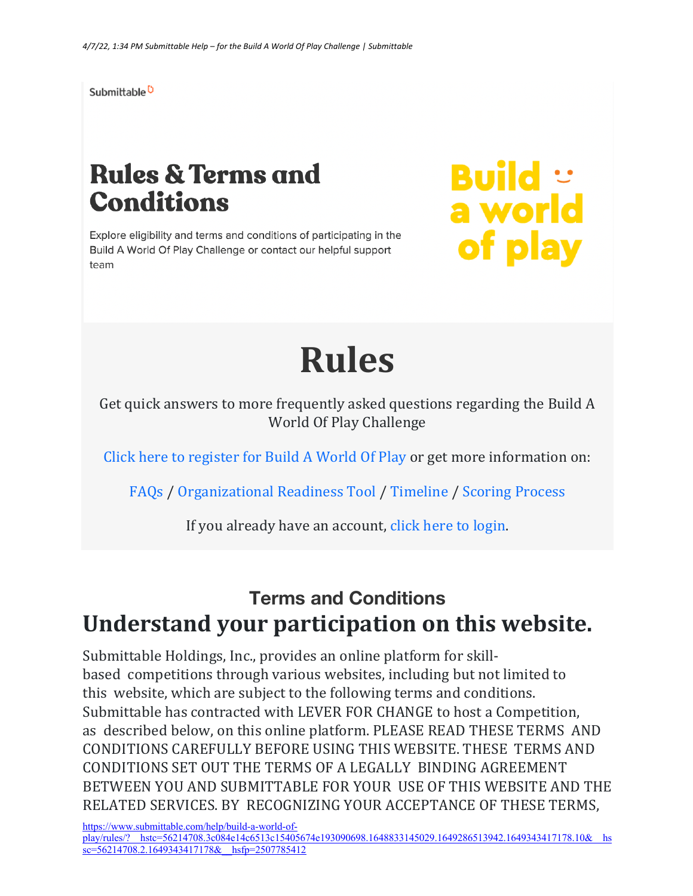Submittable

# Rules & Terms and Conditions

Explore eligibility and terms and conditions of participating in the Build A World Of Play Challenge or contact our helpful support team

Build a world of play

# Rules

Get quick answers to more frequently asked questions regarding the Build A World Of Play Challenge

Click here to register for Build A World Of Play or get more information on:

FAQs / Organizational Readiness Tool / Timeline / Scoring Process

If you already have an account, click here to login.

### Terms and Conditions

## Understand your participation on this website.

Submittable Holdings, Inc., provides an online platform for skill-based competitions through various websites, including but not limited to this website, which are subject to the following terms and conditions. Submittable has contracted with LEVER FOR CHANGE to host a Competition, as described below, on this online platform. PLEASE READ THESE TERMS AND CONDITIONS CAREFULLY BEFORE USING THIS WEBSITE. THESE TERMS AND CONDITIONS SET OUT THE TERMS OF A LEGALLY BINDING AGREEMENT BETWEEN YOU AND SUBMITTABLE FOR YOUR USE OF THIS WEBSITE AND THE RELATED SERVICES. BY RECOGNIZING YOUR ACCEPTANCE OF THESE TERMS,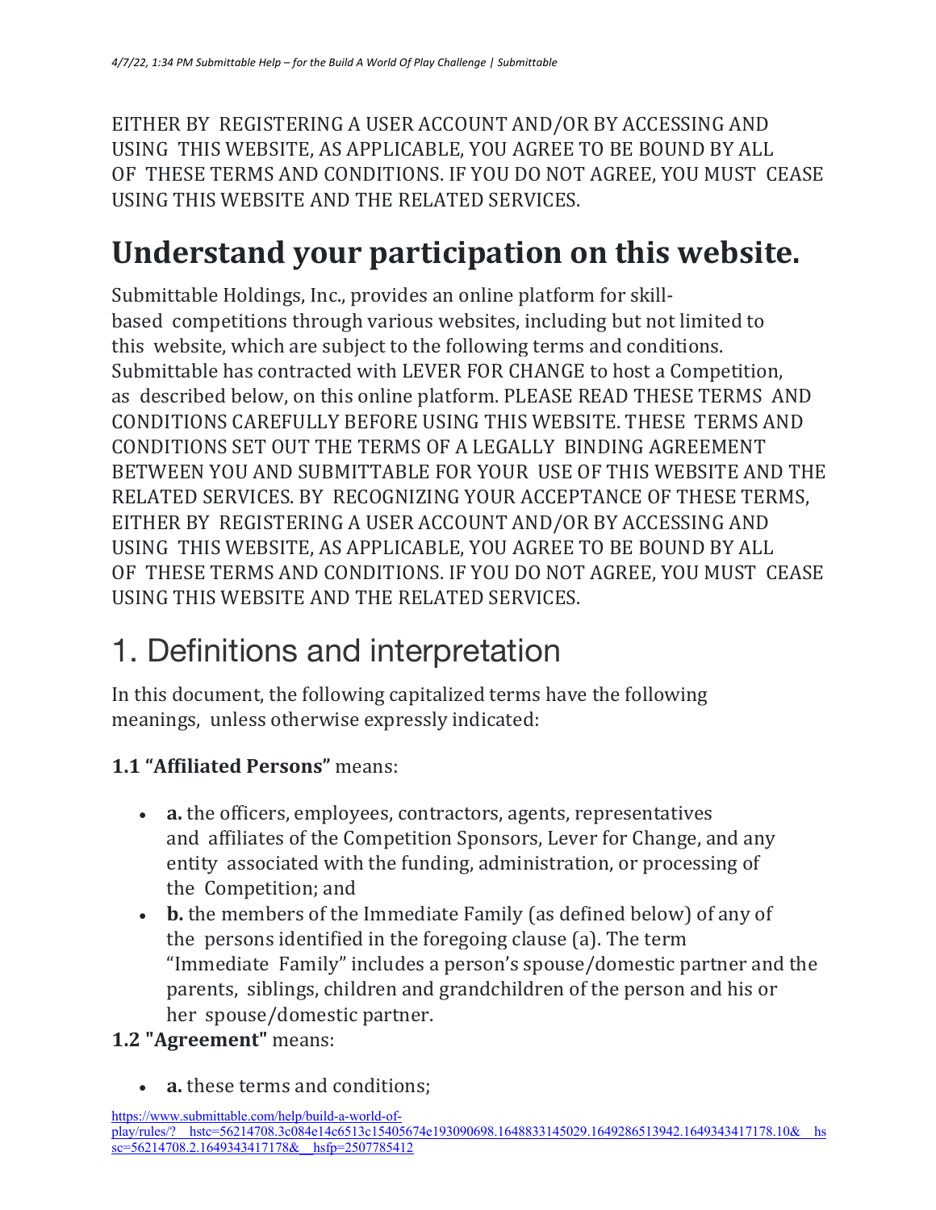EITHER BY REGISTERING A USER ACCOUNT AND/OR BY ACCESSING AND USING THIS WEBSITE, AS APPLICABLE, YOU AGREE TO BE BOUND BY ALL OF THESE TERMS AND CONDITIONS. IF YOU DO NOT AGREE, YOU MUST CEASE USING THIS WEBSITE AND THE RELATED SERVICES.

# Understand your participation on this website.

Submittable Holdings, Inc., provides an online platform for skill-based competitions through various websites, including but not limited to this website, which are subject to the following terms and conditions. Submittable has contracted with LEVER FOR CHANGE to host a Competition, as described below, on this online platform. PLEASE READ THESE TERMS AND CONDITIONS CAREFULLY BEFORE USING THIS WEBSITE. THESE TERMS AND CONDITIONS SET OUT THE TERMS OF A LEGALLY BINDING AGREEMENT BETWEEN YOU AND SUBMITTABLE FOR YOUR USE OF THIS WEBSITE AND THE RELATED SERVICES. BY RECOGNIZING YOUR ACCEPTANCE OF THESE TERMS, EITHER BY REGISTERING A USER ACCOUNT AND/OR BY ACCESSING AND USING THIS WEBSITE, AS APPLICABLE, YOU AGREE TO BE BOUND BY ALL OF THESE TERMS AND CONDITIONS. IF YOU DO NOT AGREE, YOU MUST CEASE USING THIS WEBSITE AND THE RELATED SERVICES.

## 1. Definitions and interpretation

In this document, the following capitalized terms have the following meanings, unless otherwise expressly indicated:

**1.1 "Affiliated Persons"** means:

- **a.** the officers, employees, contractors, agents, representatives and affiliates of the Competition Sponsors, Lever for Change, and any entity associated with the funding, administration, or processing of the Competition; and
- **b.** the members of the Immediate Family (as defined below) of any of the persons identified in the foregoing clause (a). The term "Immediate Family" includes a person's spouse/domestic partner and the parents, siblings, children and grandchildren of the person and his or her spouse/domestic partner.

**1.2 "Agreement"** means:

- **a.** these terms and conditions;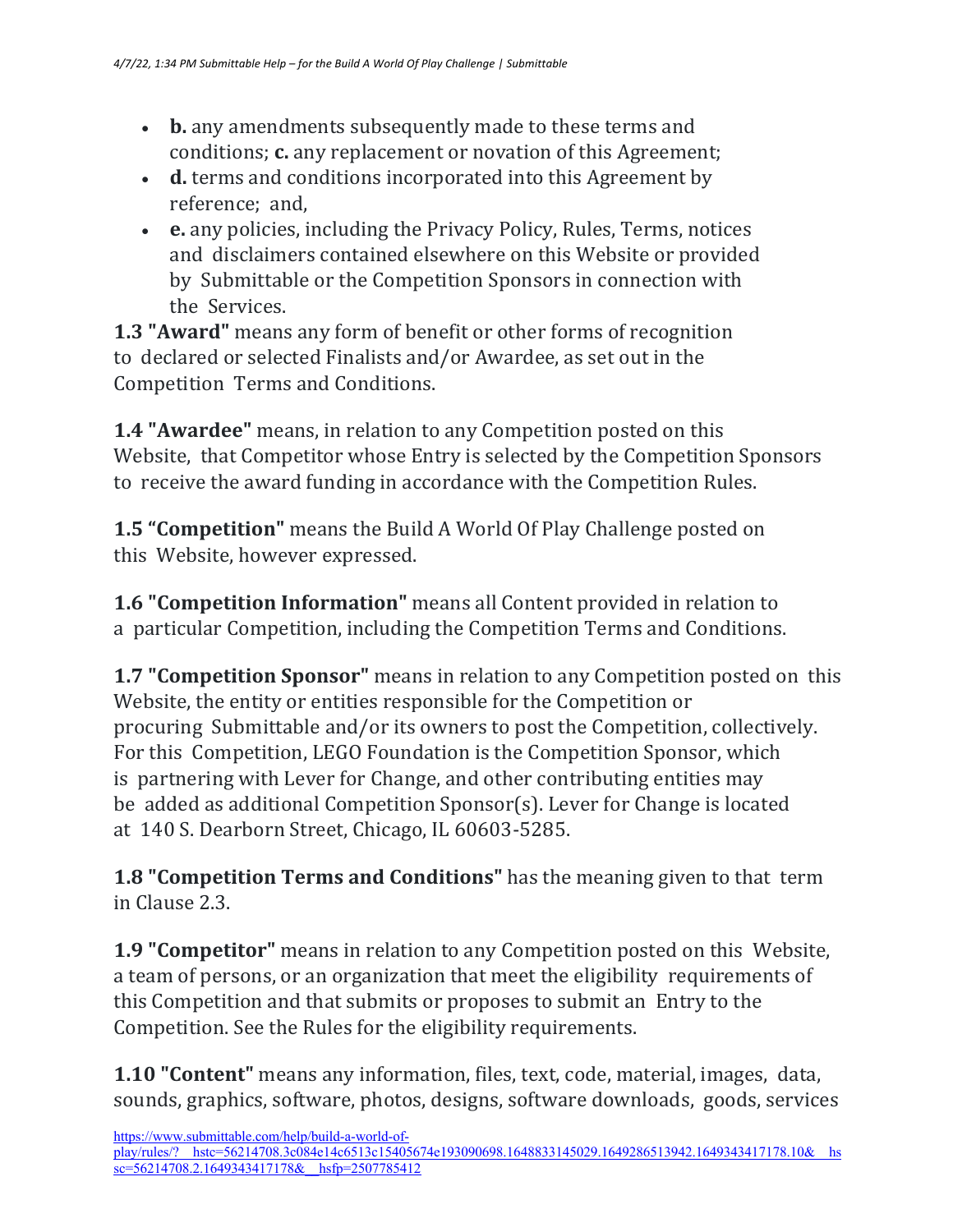- **b.** any amendments subsequently made to these terms and conditions; **c.** any replacement or novation of this Agreement;
- **d.** terms and conditions incorporated into this Agreement by reference; and,
- **e.** any policies, including the Privacy Policy, Rules, Terms, notices and disclaimers contained elsewhere on this Website or provided by Submittable or the Competition Sponsors in connection with the Services.

**1.3 "Award"** means any form of benefit or other forms of recognition to declared or selected Finalists and/or Awardee, as set out in the Competition Terms and Conditions.

**1.4 "Awardee"** means, in relation to any Competition posted on this Website, that Competitor whose Entry is selected by the Competition Sponsors to receive the award funding in accordance with the Competition Rules.

**1.5 "Competition"** means the Build A World Of Play Challenge posted on this Website, however expressed.

**1.6 "Competition Information"** means all Content provided in relation to a particular Competition, including the Competition Terms and Conditions.

**1.7 "Competition Sponsor"** means in relation to any Competition posted on this Website, the entity or entities responsible for the Competition or procuring Submittable and/or its owners to post the Competition, collectively. For this Competition, LEGO Foundation is the Competition Sponsor, which is partnering with Lever for Change, and other contributing entities may be added as additional Competition Sponsor(s). Lever for Change is located at 140 S. Dearborn Street, Chicago, IL 60603-5285.

**1.8 "Competition Terms and Conditions"** has the meaning given to that term in Clause 2.3.

**1.9 "Competitor"** means in relation to any Competition posted on this Website, a team of persons, or an organization that meet the eligibility requirements of this Competition and that submits or proposes to submit an Entry to the Competition. See the Rules for the eligibility requirements.

**1.10 "Content"** means any information, files, text, code, material, images, data, sounds, graphics, software, photos, designs, software downloads, goods, services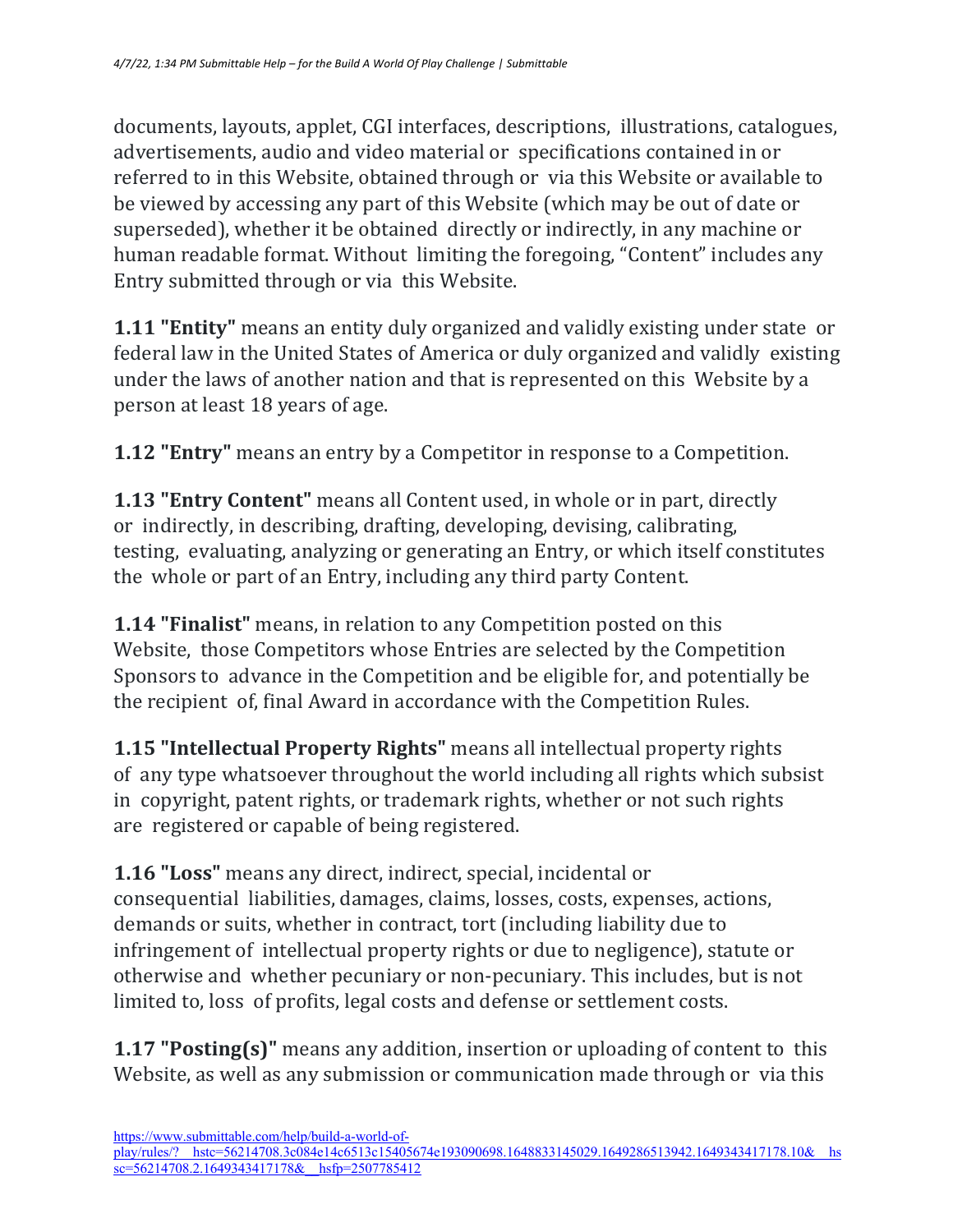documents, layouts, applet, CGI interfaces, descriptions, illustrations, catalogues, advertisements, audio and video material or specifications contained in or referred to in this Website, obtained through or via this Website or available to be viewed by accessing any part of this Website (which may be out of date or superseded), whether it be obtained directly or indirectly, in any machine or human readable format. Without limiting the foregoing, "Content" includes any Entry submitted through or via this Website.

**1.11 "Entity"** means an entity duly organized and validly existing under state or federal law in the United States of America or duly organized and validly existing under the laws of another nation and that is represented on this Website by a person at least 18 years of age.

**1.12 "Entry"** means an entry by a Competitor in response to a Competition.

**1.13 "Entry Content"** means all Content used, in whole or in part, directly or indirectly, in describing, drafting, developing, devising, calibrating, testing, evaluating, analyzing or generating an Entry, or which itself constitutes the whole or part of an Entry, including any third party Content.

**1.14 "Finalist"** means, in relation to any Competition posted on this Website, those Competitors whose Entries are selected by the Competition Sponsors to advance in the Competition and be eligible for, and potentially be the recipient of, final Award in accordance with the Competition Rules.

**1.15 "Intellectual Property Rights"** means all intellectual property rights of any type whatsoever throughout the world including all rights which subsist in copyright, patent rights, or trademark rights, whether or not such rights are registered or capable of being registered.

**1.16 "Loss"** means any direct, indirect, special, incidental or consequential liabilities, damages, claims, losses, costs, expenses, actions, demands or suits, whether in contract, tort (including liability due to infringement of intellectual property rights or due to negligence), statute or otherwise and whether pecuniary or non-pecuniary. This includes, but is not limited to, loss of profits, legal costs and defense or settlement costs.

**1.17 "Posting(s)"** means any addition, insertion or uploading of content to this Website, as well as any submission or communication made through or via this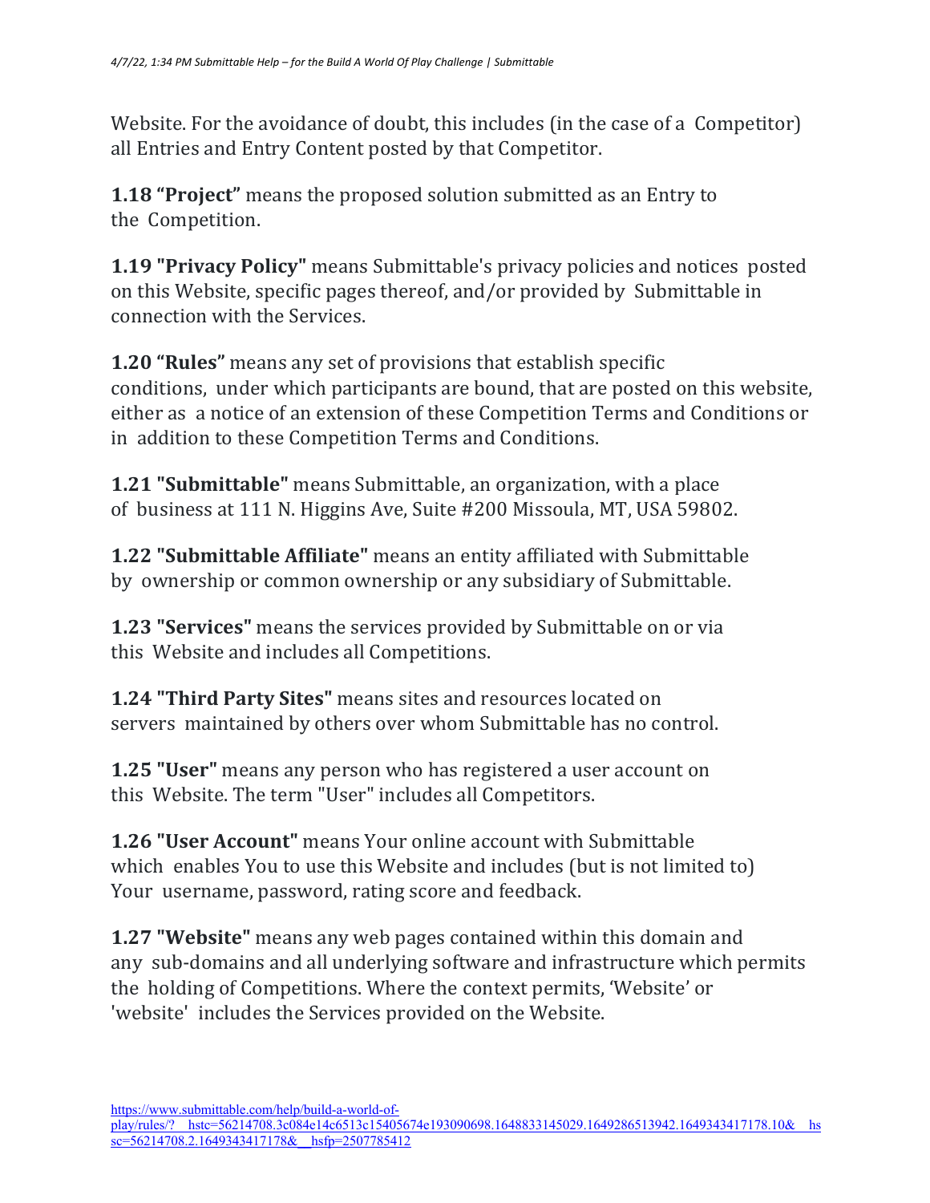Website. For the avoidance of doubt, this includes (in the case of a Competitor) all Entries and Entry Content posted by that Competitor.

**1.18 "Project"** means the proposed solution submitted as an Entry to the Competition.

**1.19 "Privacy Policy"** means Submittable's privacy policies and notices posted on this Website, specific pages thereof, and/or provided by Submittable in connection with the Services.

**1.20 "Rules"** means any set of provisions that establish specific conditions, under which participants are bound, that are posted on this website, either as a notice of an extension of these Competition Terms and Conditions or in addition to these Competition Terms and Conditions.

**1.21 "Submittable"** means Submittable, an organization, with a place of business at 111 N. Higgins Ave, Suite #200 Missoula, MT, USA 59802.

**1.22 "Submittable Affiliate"** means an entity affiliated with Submittable by ownership or common ownership or any subsidiary of Submittable.

**1.23 "Services"** means the services provided by Submittable on or via this Website and includes all Competitions.

**1.24 "Third Party Sites"** means sites and resources located on servers maintained by others over whom Submittable has no control.

**1.25 "User"** means any person who has registered a user account on this Website. The term "User" includes all Competitors.

**1.26 "User Account"** means Your online account with Submittable which enables You to use this Website and includes (but is not limited to) Your username, password, rating score and feedback.

**1.27 "Website"** means any web pages contained within this domain and any sub-domains and all underlying software and infrastructure which permits the holding of Competitions. Where the context permits, 'Website' or 'website' includes the Services provided on the Website.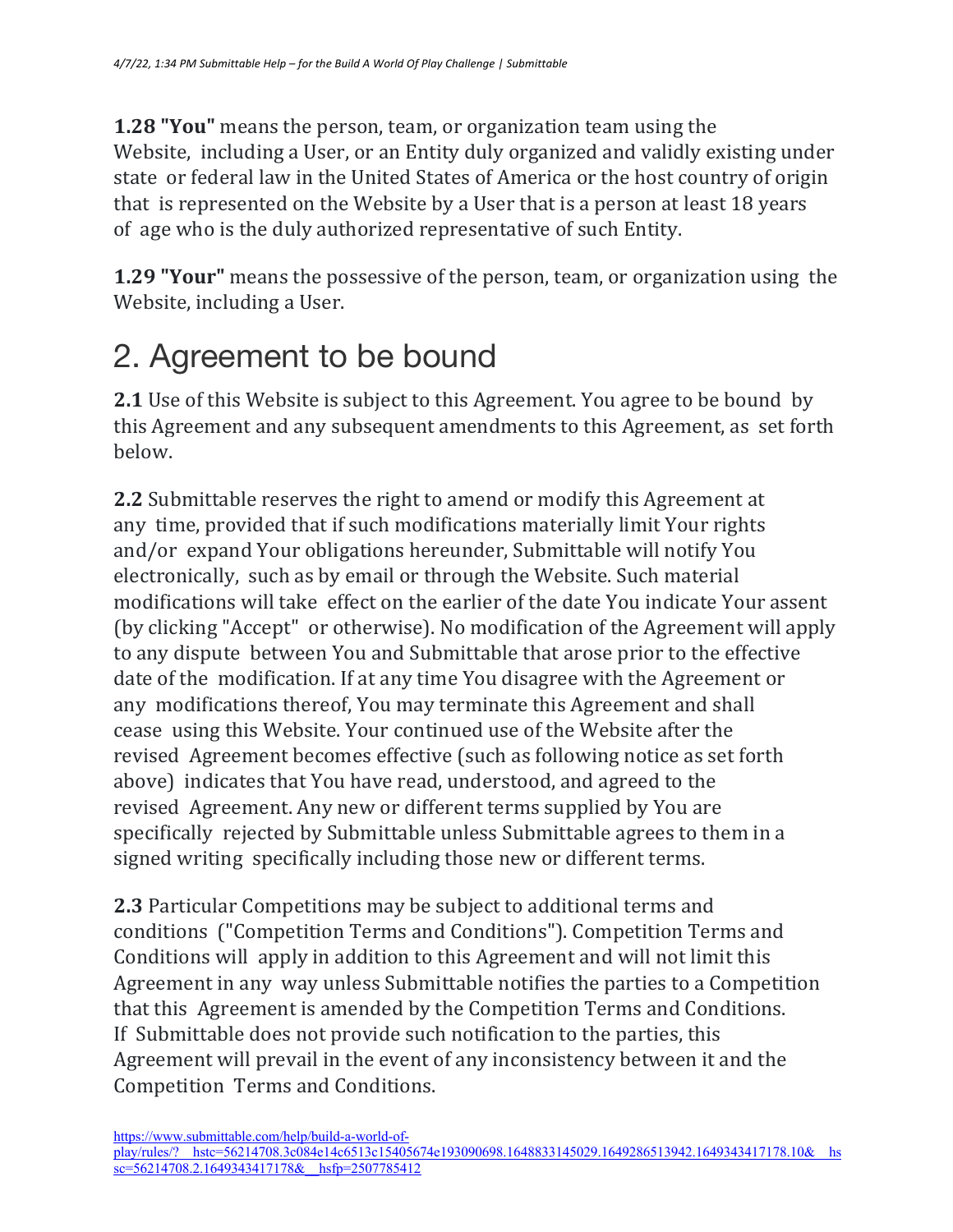**1.28 "You"** means the person, team, or organization team using the Website, including a User, or an Entity duly organized and validly existing under state or federal law in the United States of America or the host country of origin that is represented on the Website by a User that is a person at least 18 years of age who is the duly authorized representative of such Entity.

**1.29 "Your"** means the possessive of the person, team, or organization using the Website, including a User.

# 2. Agreement to be bound

**2.1** Use of this Website is subject to this Agreement. You agree to be bound by this Agreement and any subsequent amendments to this Agreement, as set forth below.

**2.2** Submittable reserves the right to amend or modify this Agreement at any time, provided that if such modifications materially limit Your rights and/or expand Your obligations hereunder, Submittable will notify You electronically, such as by email or through the Website. Such material modifications will take effect on the earlier of the date You indicate Your assent (by clicking "Accept" or otherwise). No modification of the Agreement will apply to any dispute between You and Submittable that arose prior to the effective date of the modification. If at any time You disagree with the Agreement or any modifications thereof, You may terminate this Agreement and shall cease using this Website. Your continued use of the Website after the revised Agreement becomes effective (such as following notice as set forth above) indicates that You have read, understood, and agreed to the revised Agreement. Any new or different terms supplied by You are specifically rejected by Submittable unless Submittable agrees to them in a signed writing specifically including those new or different terms.

**2.3** Particular Competitions may be subject to additional terms and conditions ("Competition Terms and Conditions"). Competition Terms and Conditions will apply in addition to this Agreement and will not limit this Agreement in any way unless Submittable notifies the parties to a Competition that this Agreement is amended by the Competition Terms and Conditions. If Submittable does not provide such notification to the parties, this Agreement will prevail in the event of any inconsistency between it and the Competition Terms and Conditions.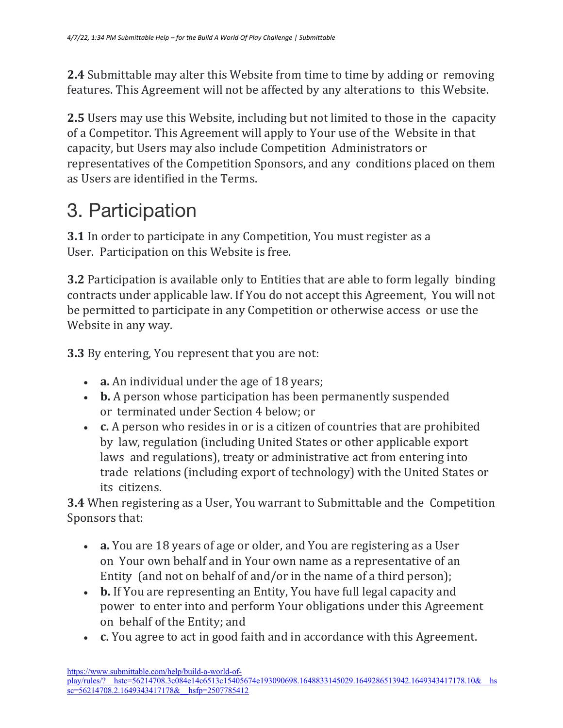**2.4** Submittable may alter this Website from time to time by adding or removing features. This Agreement will not be affected by any alterations to this Website.

**2.5** Users may use this Website, including but not limited to those in the capacity of a Competitor. This Agreement will apply to Your use of the Website in that capacity, but Users may also include Competition Administrators or representatives of the Competition Sponsors, and any conditions placed on them as Users are identified in the Terms.

# 3. Participation

**3.1** In order to participate in any Competition, You must register as a User. Participation on this Website is free.

**3.2** Participation is available only to Entities that are able to form legally binding contracts under applicable law. If You do not accept this Agreement, You will not be permitted to participate in any Competition or otherwise access or use the Website in any way.

**3.3** By entering, You represent that you are not:

- **a.** An individual under the age of 18 years;
- **b.** A person whose participation has been permanently suspended or terminated under Section 4 below; or
- **c.** A person who resides in or is a citizen of countries that are prohibited by law, regulation (including United States or other applicable export laws and regulations), treaty or administrative act from entering into trade relations (including export of technology) with the United States or its citizens.

**3.4** When registering as a User, You warrant to Submittable and the Competition Sponsors that:

- **a.** You are 18 years of age or older, and You are registering as a User on Your own behalf and in Your own name as a representative of an Entity (and not on behalf of and/or in the name of a third person);
- **b.** If You are representing an Entity, You have full legal capacity and power to enter into and perform Your obligations under this Agreement on behalf of the Entity; and
- **c.** You agree to act in good faith and in accordance with this Agreement.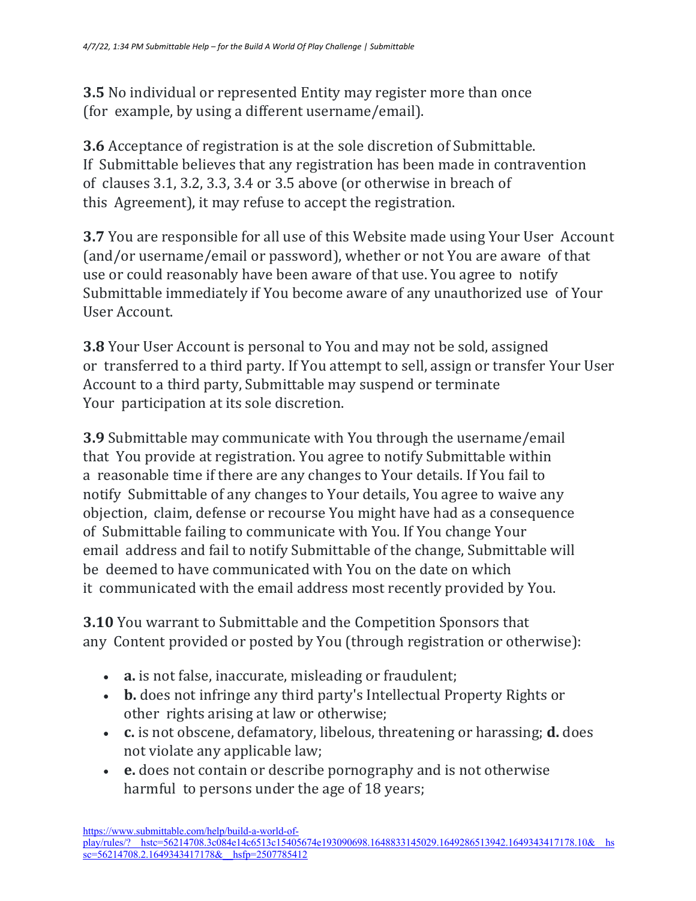**3.5** No individual or represented Entity may register more than once (for example, by using a different username/email).

**3.6** Acceptance of registration is at the sole discretion of Submittable. If Submittable believes that any registration has been made in contravention of clauses 3.1, 3.2, 3.3, 3.4 or 3.5 above (or otherwise in breach of this Agreement), it may refuse to accept the registration.

**3.7** You are responsible for all use of this Website made using Your User Account (and/or username/email or password), whether or not You are aware of that use or could reasonably have been aware of that use. You agree to notify Submittable immediately if You become aware of any unauthorized use of Your User Account.

**3.8** Your User Account is personal to You and may not be sold, assigned or transferred to a third party. If You attempt to sell, assign or transfer Your User Account to a third party, Submittable may suspend or terminate Your participation at its sole discretion.

**3.9** Submittable may communicate with You through the username/email that You provide at registration. You agree to notify Submittable within a reasonable time if there are any changes to Your details. If You fail to notify Submittable of any changes to Your details, You agree to waive any objection, claim, defense or recourse You might have had as a consequence of Submittable failing to communicate with You. If You change Your email address and fail to notify Submittable of the change, Submittable will be deemed to have communicated with You on the date on which it communicated with the email address most recently provided by You.

**3.10** You warrant to Submittable and the Competition Sponsors that any Content provided or posted by You (through registration or otherwise):

- **a.** is not false, inaccurate, misleading or fraudulent;
- **b.** does not infringe any third party's Intellectual Property Rights or other rights arising at law or otherwise;
- **c.** is not obscene, defamatory, libelous, threatening or harassing; **d.** does not violate any applicable law;
- **e.** does not contain or describe pornography and is not otherwise harmful to persons under the age of 18 years;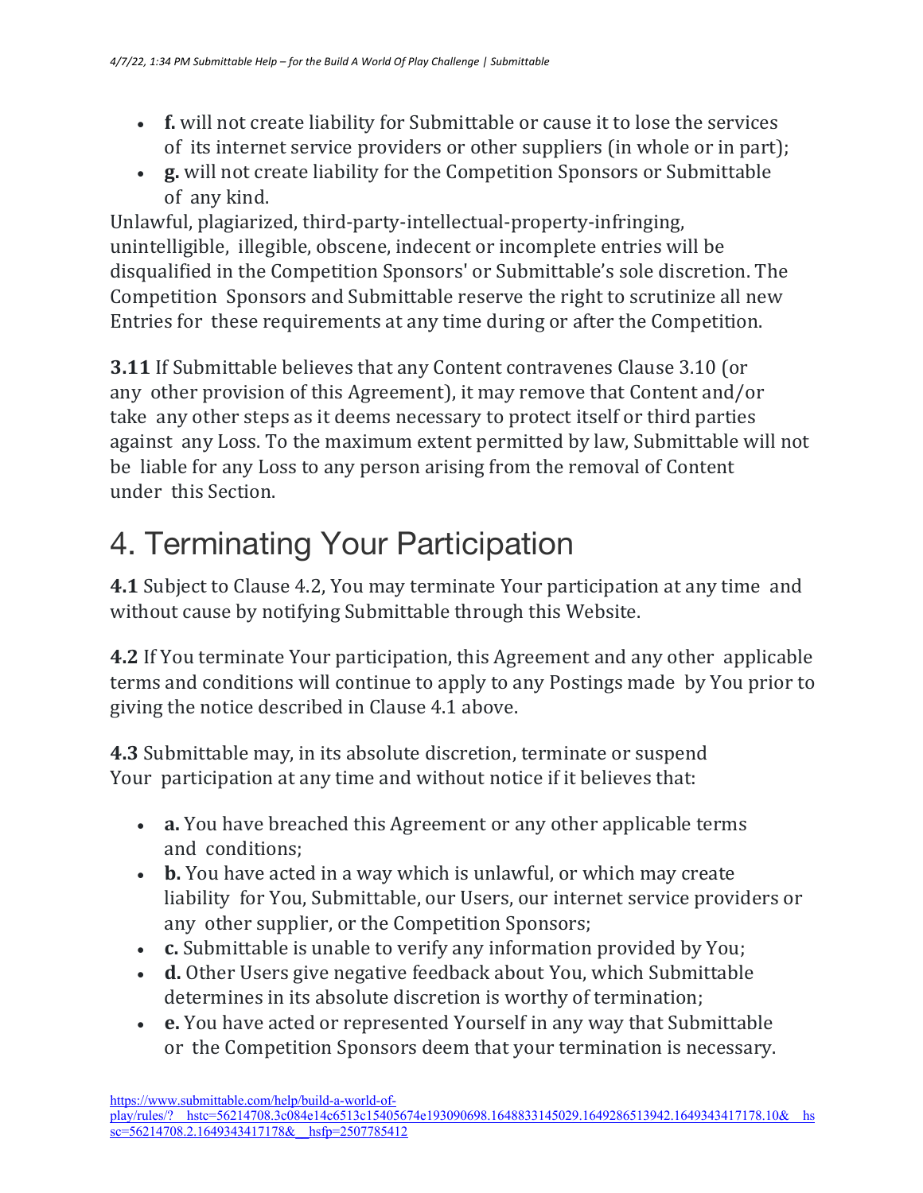- **f.** will not create liability for Submittable or cause it to lose the services of its internet service providers or other suppliers (in whole or in part);
- **g.** will not create liability for the Competition Sponsors or Submittable of any kind.

Unlawful, plagiarized, third-party-intellectual-property-infringing, unintelligible, illegible, obscene, indecent or incomplete entries will be disqualified in the Competition Sponsors' or Submittable's sole discretion. The Competition Sponsors and Submittable reserve the right to scrutinize all new Entries for these requirements at any time during or after the Competition.

**3.11** If Submittable believes that any Content contravenes Clause 3.10 (or any other provision of this Agreement), it may remove that Content and/or take any other steps as it deems necessary to protect itself or third parties against any Loss. To the maximum extent permitted by law, Submittable will not be liable for any Loss to any person arising from the removal of Content under this Section.

# 4. Terminating Your Participation

**4.1** Subject to Clause 4.2, You may terminate Your participation at any time and without cause by notifying Submittable through this Website.

**4.2** If You terminate Your participation, this Agreement and any other applicable terms and conditions will continue to apply to any Postings made by You prior to giving the notice described in Clause 4.1 above.

**4.3** Submittable may, in its absolute discretion, terminate or suspend Your participation at any time and without notice if it believes that:

- **a.** You have breached this Agreement or any other applicable terms and conditions;
- **b.** You have acted in a way which is unlawful, or which may create liability for You, Submittable, our Users, our internet service providers or any other supplier, or the Competition Sponsors;
- **c.** Submittable is unable to verify any information provided by You;
- **d.** Other Users give negative feedback about You, which Submittable determines in its absolute discretion is worthy of termination;
- **e.** You have acted or represented Yourself in any way that Submittable or the Competition Sponsors deem that your termination is necessary.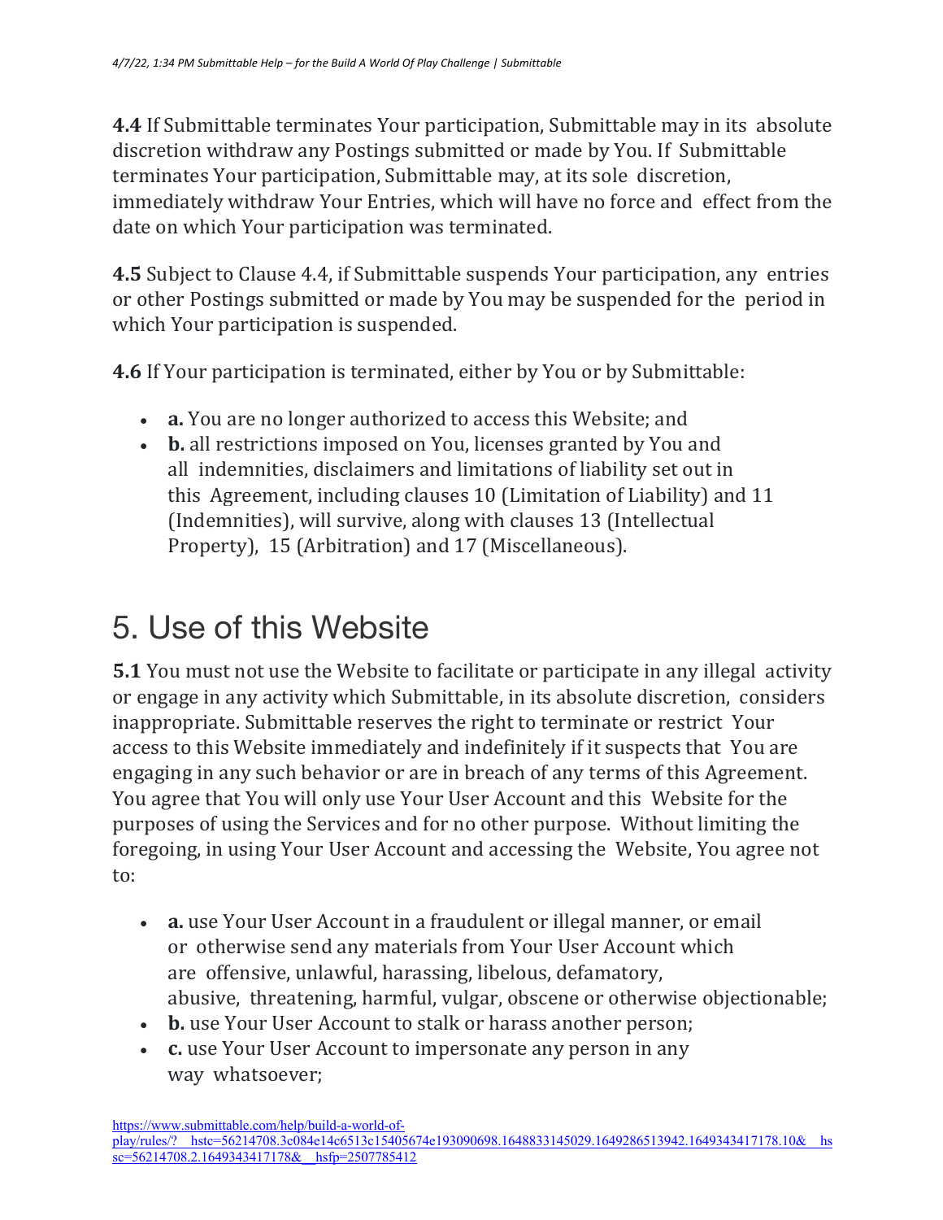**4.4** If Submittable terminates Your participation, Submittable may in its absolute discretion withdraw any Postings submitted or made by You. If Submittable terminates Your participation, Submittable may, at its sole discretion, immediately withdraw Your Entries, which will have no force and effect from the date on which Your participation was terminated.

**4.5** Subject to Clause 4.4, if Submittable suspends Your participation, any entries or other Postings submitted or made by You may be suspended for the period in which Your participation is suspended.

**4.6** If Your participation is terminated, either by You or by Submittable:

- **a.** You are no longer authorized to access this Website; and
- **b.** all restrictions imposed on You, licenses granted by You and all indemnities, disclaimers and limitations of liability set out in this Agreement, including clauses 10 (Limitation of Liability) and 11 (Indemnities), will survive, along with clauses 13 (Intellectual Property), 15 (Arbitration) and 17 (Miscellaneous).

# 5. Use of this Website

**5.1** You must not use the Website to facilitate or participate in any illegal activity or engage in any activity which Submittable, in its absolute discretion, considers inappropriate. Submittable reserves the right to terminate or restrict Your access to this Website immediately and indefinitely if it suspects that You are engaging in any such behavior or are in breach of any terms of this Agreement. You agree that You will only use Your User Account and this Website for the purposes of using the Services and for no other purpose. Without limiting the foregoing, in using Your User Account and accessing the Website, You agree not to:

- **a.** use Your User Account in a fraudulent or illegal manner, or email or otherwise send any materials from Your User Account which are offensive, unlawful, harassing, libelous, defamatory, abusive, threatening, harmful, vulgar, obscene or otherwise objectionable;
- **b.** use Your User Account to stalk or harass another person;
- **c.** use Your User Account to impersonate any person in any way whatsoever;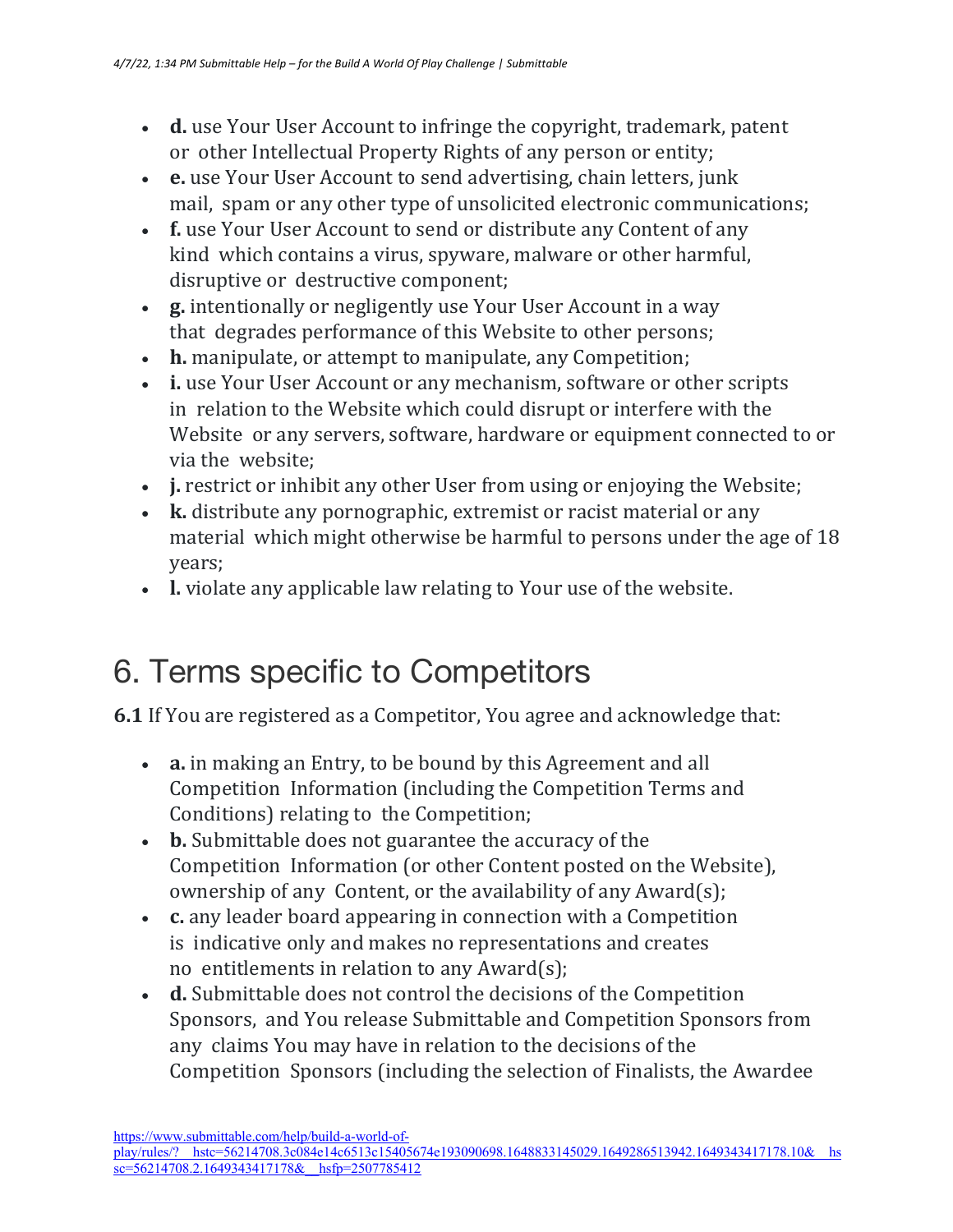- **d.** use Your User Account to infringe the copyright, trademark, patent or other Intellectual Property Rights of any person or entity;
- **e.** use Your User Account to send advertising, chain letters, junk mail, spam or any other type of unsolicited electronic communications;
- **f.** use Your User Account to send or distribute any Content of any kind which contains a virus, spyware, malware or other harmful, disruptive or destructive component;
- **g.** intentionally or negligently use Your User Account in a way that degrades performance of this Website to other persons;
- **h.** manipulate, or attempt to manipulate, any Competition;
- **i.** use Your User Account or any mechanism, software or other scripts in relation to the Website which could disrupt or interfere with the Website or any servers, software, hardware or equipment connected to or via the website;
- **j.** restrict or inhibit any other User from using or enjoying the Website;
- **k.** distribute any pornographic, extremist or racist material or any material which might otherwise be harmful to persons under the age of 18 years;
- **l.** violate any applicable law relating to Your use of the website.

# 6. Terms specific to Competitors

**6.1** If You are registered as a Competitor, You agree and acknowledge that:

- **a.** in making an Entry, to be bound by this Agreement and all Competition Information (including the Competition Terms and Conditions) relating to the Competition;
- **b.** Submittable does not guarantee the accuracy of the Competition Information (or other Content posted on the Website), ownership of any Content, or the availability of any Award(s);
- **c.** any leader board appearing in connection with a Competition is indicative only and makes no representations and creates no entitlements in relation to any Award(s);
- **d.** Submittable does not control the decisions of the Competition Sponsors, and You release Submittable and Competition Sponsors from any claims You may have in relation to the decisions of the Competition Sponsors (including the selection of Finalists, the Awardee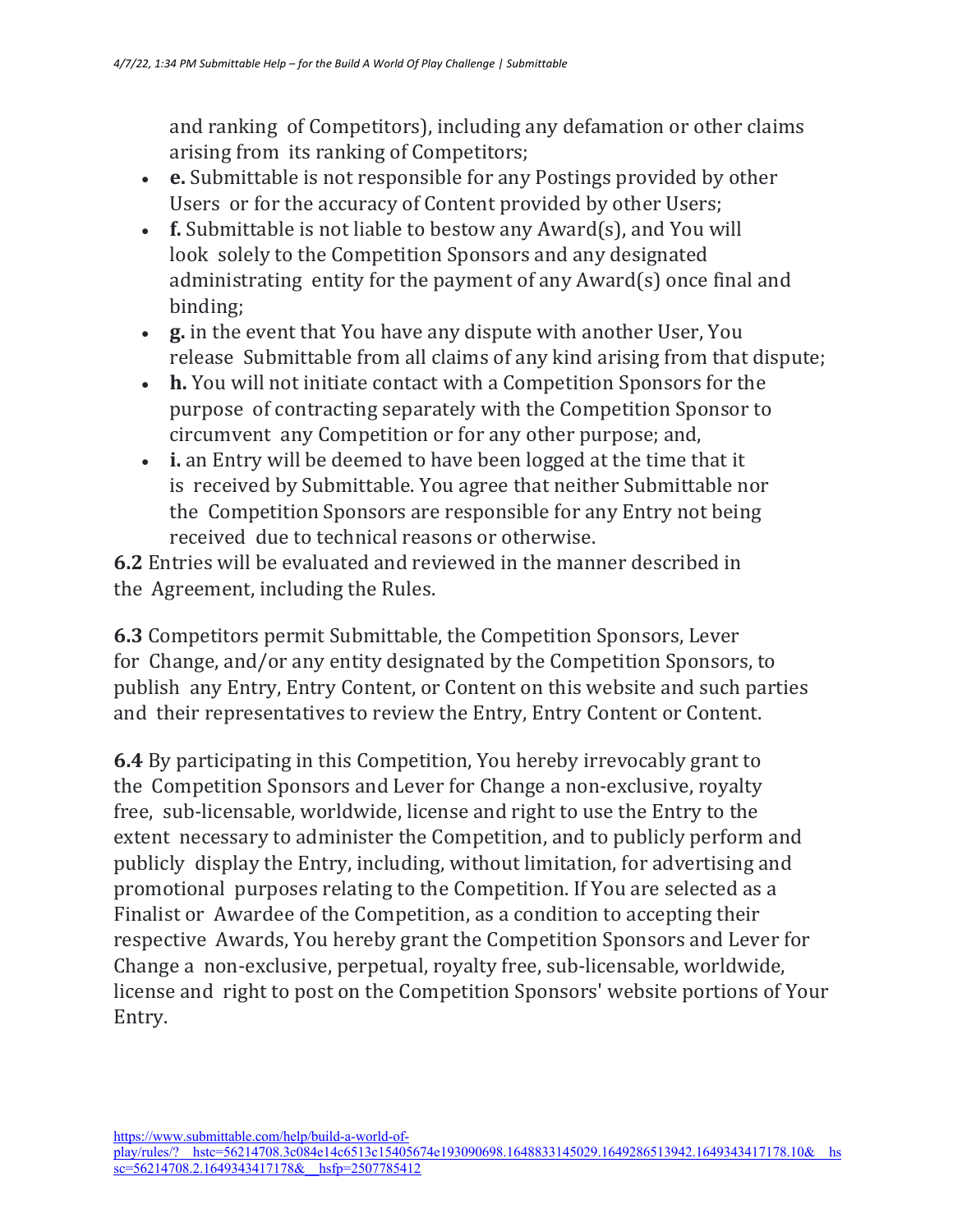and ranking of Competitors), including any defamation or other claims arising from its ranking of Competitors;

- **e.** Submittable is not responsible for any Postings provided by other Users or for the accuracy of Content provided by other Users;
- **f.** Submittable is not liable to bestow any Award(s), and You will look solely to the Competition Sponsors and any designated administrating entity for the payment of any Award(s) once final and binding;
- **g.** in the event that You have any dispute with another User, You release Submittable from all claims of any kind arising from that dispute;
- **h.** You will not initiate contact with a Competition Sponsors for the purpose of contracting separately with the Competition Sponsor to circumvent any Competition or for any other purpose; and,
- **i.** an Entry will be deemed to have been logged at the time that it is received by Submittable. You agree that neither Submittable nor the Competition Sponsors are responsible for any Entry not being received due to technical reasons or otherwise.

**6.2** Entries will be evaluated and reviewed in the manner described in the Agreement, including the Rules.

**6.3** Competitors permit Submittable, the Competition Sponsors, Lever for Change, and/or any entity designated by the Competition Sponsors, to publish any Entry, Entry Content, or Content on this website and such parties and their representatives to review the Entry, Entry Content or Content.

**6.4** By participating in this Competition, You hereby irrevocably grant to the Competition Sponsors and Lever for Change a non-exclusive, royalty free, sub-licensable, worldwide, license and right to use the Entry to the extent necessary to administer the Competition, and to publicly perform and publicly display the Entry, including, without limitation, for advertising and promotional purposes relating to the Competition. If You are selected as a Finalist or Awardee of the Competition, as a condition to accepting their respective Awards, You hereby grant the Competition Sponsors and Lever for Change a non-exclusive, perpetual, royalty free, sub-licensable, worldwide, license and right to post on the Competition Sponsors' website portions of Your Entry.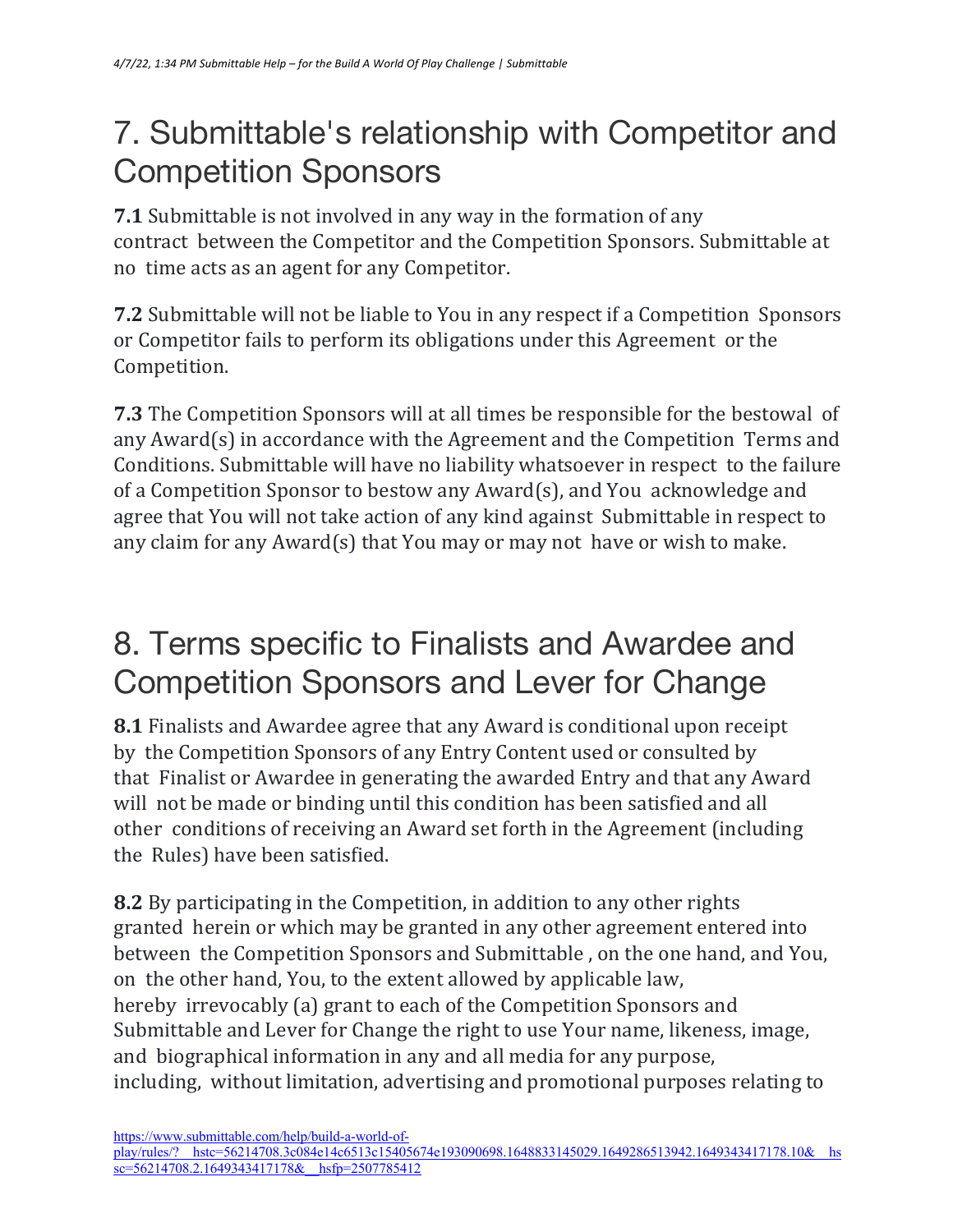# 7. Submittable's relationship with Competitor and Competition Sponsors

**7.1** Submittable is not involved in any way in the formation of any contract between the Competitor and the Competition Sponsors. Submittable at no time acts as an agent for any Competitor.

**7.2** Submittable will not be liable to You in any respect if a Competition Sponsors or Competitor fails to perform its obligations under this Agreement or the Competition.

**7.3** The Competition Sponsors will at all times be responsible for the bestowal of any Award(s) in accordance with the Agreement and the Competition Terms and Conditions. Submittable will have no liability whatsoever in respect to the failure of a Competition Sponsor to bestow any Award(s), and You acknowledge and agree that You will not take action of any kind against Submittable in respect to any claim for any Award(s) that You may or may not have or wish to make.

# 8. Terms specific to Finalists and Awardee and Competition Sponsors and Lever for Change

**8.1** Finalists and Awardee agree that any Award is conditional upon receipt by the Competition Sponsors of any Entry Content used or consulted by that Finalist or Awardee in generating the awarded Entry and that any Award will not be made or binding until this condition has been satisfied and all other conditions of receiving an Award set forth in the Agreement (including the Rules) have been satisfied.

**8.2** By participating in the Competition, in addition to any other rights granted herein or which may be granted in any other agreement entered into between the Competition Sponsors and Submittable , on the one hand, and You, on the other hand, You, to the extent allowed by applicable law, hereby irrevocably (a) grant to each of the Competition Sponsors and Submittable and Lever for Change the right to use Your name, likeness, image, and biographical information in any and all media for any purpose, including, without limitation, advertising and promotional purposes relating to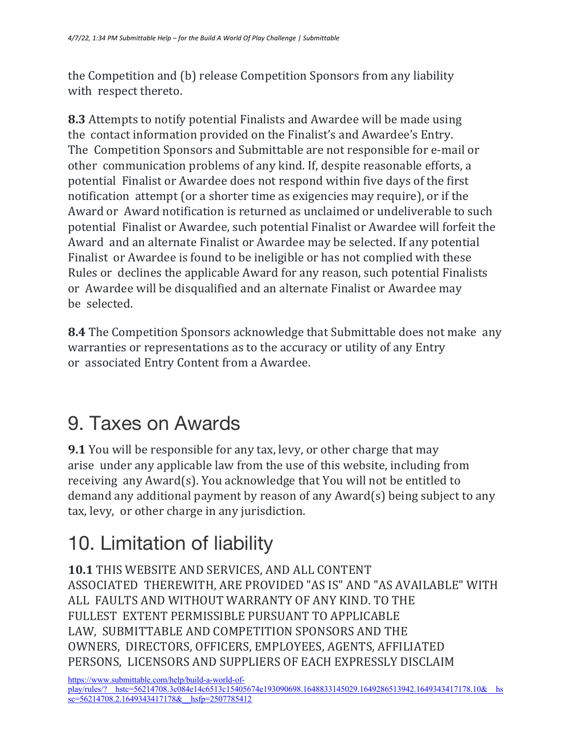the Competition and (b) release Competition Sponsors from any liability with respect thereto.

**8.3** Attempts to notify potential Finalists and Awardee will be made using the contact information provided on the Finalist's and Awardee's Entry. The Competition Sponsors and Submittable are not responsible for e-mail or other communication problems of any kind. If, despite reasonable efforts, a potential Finalist or Awardee does not respond within five days of the first notification attempt (or a shorter time as exigencies may require), or if the Award or Award notification is returned as unclaimed or undeliverable to such potential Finalist or Awardee, such potential Finalist or Awardee will forfeit the Award and an alternate Finalist or Awardee may be selected. If any potential Finalist or Awardee is found to be ineligible or has not complied with these Rules or declines the applicable Award for any reason, such potential Finalists or Awardee will be disqualified and an alternate Finalist or Awardee may be selected.

**8.4** The Competition Sponsors acknowledge that Submittable does not make any warranties or representations as to the accuracy or utility of any Entry or associated Entry Content from a Awardee.

# 9. Taxes on Awards

**9.1** You will be responsible for any tax, levy, or other charge that may arise under any applicable law from the use of this website, including from receiving any Award(s). You acknowledge that You will not be entitled to demand any additional payment by reason of any Award(s) being subject to any tax, levy, or other charge in any jurisdiction.

# 10. Limitation of liability

**10.1** THIS WEBSITE AND SERVICES, AND ALL CONTENT ASSOCIATED THEREWITH, ARE PROVIDED "AS IS" AND "AS AVAILABLE" WITH ALL FAULTS AND WITHOUT WARRANTY OF ANY KIND. TO THE FULLEST EXTENT PERMISSIBLE PURSUANT TO APPLICABLE LAW, SUBMITTABLE AND COMPETITION SPONSORS AND THE OWNERS, DIRECTORS, OFFICERS, EMPLOYEES, AGENTS, AFFILIATED PERSONS, LICENSORS AND SUPPLIERS OF EACH EXPRESSLY DISCLAIM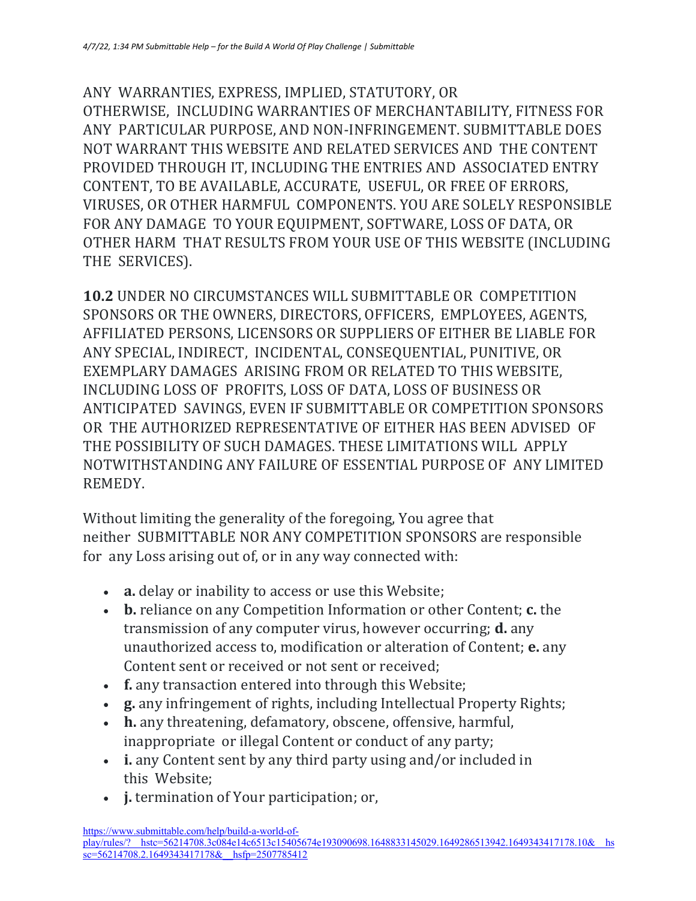ANY WARRANTIES, EXPRESS, IMPLIED, STATUTORY, OR OTHERWISE, INCLUDING WARRANTIES OF MERCHANTABILITY, FITNESS FOR ANY PARTICULAR PURPOSE, AND NON-INFRINGEMENT. SUBMITTABLE DOES NOT WARRANT THIS WEBSITE AND RELATED SERVICES AND THE CONTENT PROVIDED THROUGH IT, INCLUDING THE ENTRIES AND ASSOCIATED ENTRY CONTENT, TO BE AVAILABLE, ACCURATE, USEFUL, OR FREE OF ERRORS, VIRUSES, OR OTHER HARMFUL COMPONENTS. YOU ARE SOLELY RESPONSIBLE FOR ANY DAMAGE TO YOUR EQUIPMENT, SOFTWARE, LOSS OF DATA, OR OTHER HARM THAT RESULTS FROM YOUR USE OF THIS WEBSITE (INCLUDING THE SERVICES).

**10.2** UNDER NO CIRCUMSTANCES WILL SUBMITTABLE OR COMPETITION SPONSORS OR THE OWNERS, DIRECTORS, OFFICERS, EMPLOYEES, AGENTS, AFFILIATED PERSONS, LICENSORS OR SUPPLIERS OF EITHER BE LIABLE FOR ANY SPECIAL, INDIRECT, INCIDENTAL, CONSEQUENTIAL, PUNITIVE, OR EXEMPLARY DAMAGES ARISING FROM OR RELATED TO THIS WEBSITE, INCLUDING LOSS OF PROFITS, LOSS OF DATA, LOSS OF BUSINESS OR ANTICIPATED SAVINGS, EVEN IF SUBMITTABLE OR COMPETITION SPONSORS OR THE AUTHORIZED REPRESENTATIVE OF EITHER HAS BEEN ADVISED OF THE POSSIBILITY OF SUCH DAMAGES. THESE LIMITATIONS WILL APPLY NOTWITHSTANDING ANY FAILURE OF ESSENTIAL PURPOSE OF ANY LIMITED REMEDY.

Without limiting the generality of the foregoing, You agree that neither SUBMITTABLE NOR ANY COMPETITION SPONSORS are responsible for any Loss arising out of, or in any way connected with:

- **a.** delay or inability to access or use this Website;
- **b.** reliance on any Competition Information or other Content; **c.** the transmission of any computer virus, however occurring; **d.** any unauthorized access to, modification or alteration of Content; **e.** any Content sent or received or not sent or received;
- **f.** any transaction entered into through this Website;
- **g.** any infringement of rights, including Intellectual Property Rights;
- **h.** any threatening, defamatory, obscene, offensive, harmful, inappropriate or illegal Content or conduct of any party;
- **i.** any Content sent by any third party using and/or included in this Website;
- **j.** termination of Your participation; or,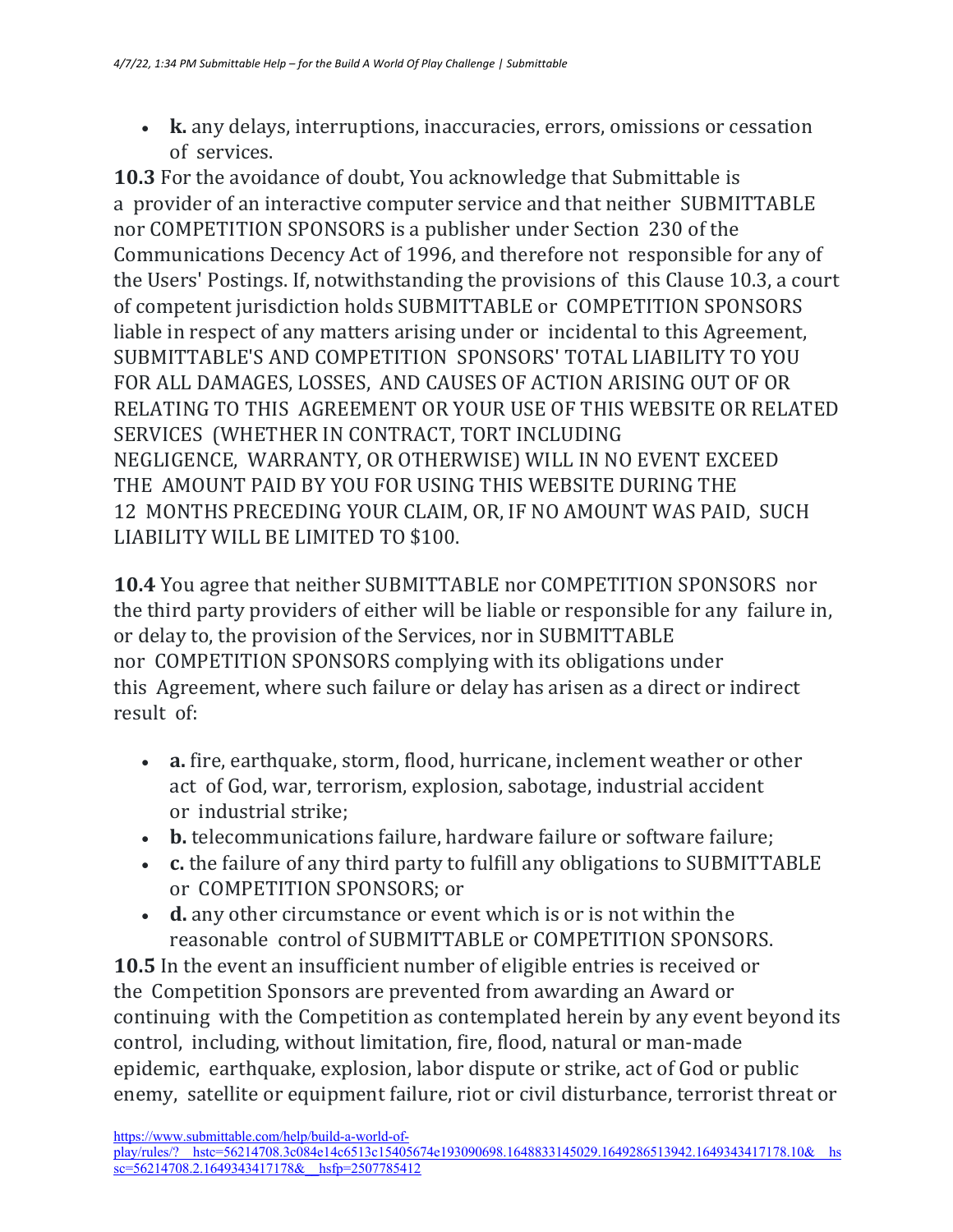- **k.** any delays, interruptions, inaccuracies, errors, omissions or cessation of services.

**10.3** For the avoidance of doubt, You acknowledge that Submittable is a provider of an interactive computer service and that neither SUBMITTABLE nor COMPETITION SPONSORS is a publisher under Section 230 of the Communications Decency Act of 1996, and therefore not responsible for any of the Users' Postings. If, notwithstanding the provisions of this Clause 10.3, a court of competent jurisdiction holds SUBMITTABLE or COMPETITION SPONSORS liable in respect of any matters arising under or incidental to this Agreement, SUBMITTABLE'S AND COMPETITION SPONSORS' TOTAL LIABILITY TO YOU FOR ALL DAMAGES, LOSSES, AND CAUSES OF ACTION ARISING OUT OF OR RELATING TO THIS AGREEMENT OR YOUR USE OF THIS WEBSITE OR RELATED SERVICES (WHETHER IN CONTRACT, TORT INCLUDING NEGLIGENCE, WARRANTY, OR OTHERWISE) WILL IN NO EVENT EXCEED THE AMOUNT PAID BY YOU FOR USING THIS WEBSITE DURING THE 12 MONTHS PRECEDING YOUR CLAIM, OR, IF NO AMOUNT WAS PAID, SUCH LIABILITY WILL BE LIMITED TO $100.

**10.4** You agree that neither SUBMITTABLE nor COMPETITION SPONSORS nor the third party providers of either will be liable or responsible for any failure in, or delay to, the provision of the Services, nor in SUBMITTABLE nor COMPETITION SPONSORS complying with its obligations under this Agreement, where such failure or delay has arisen as a direct or indirect result of:

- **a.** fire, earthquake, storm, flood, hurricane, inclement weather or other act of God, war, terrorism, explosion, sabotage, industrial accident or industrial strike;
- **b.** telecommunications failure, hardware failure or software failure;
- **c.** the failure of any third party to fulfill any obligations to SUBMITTABLE or COMPETITION SPONSORS; or
- **d.** any other circumstance or event which is or is not within the reasonable control of SUBMITTABLE or COMPETITION SPONSORS.

**10.5** In the event an insufficient number of eligible entries is received or the Competition Sponsors are prevented from awarding an Award or continuing with the Competition as contemplated herein by any event beyond its control, including, without limitation, fire, flood, natural or man-made epidemic, earthquake, explosion, labor dispute or strike, act of God or public enemy, satellite or equipment failure, riot or civil disturbance, terrorist threat or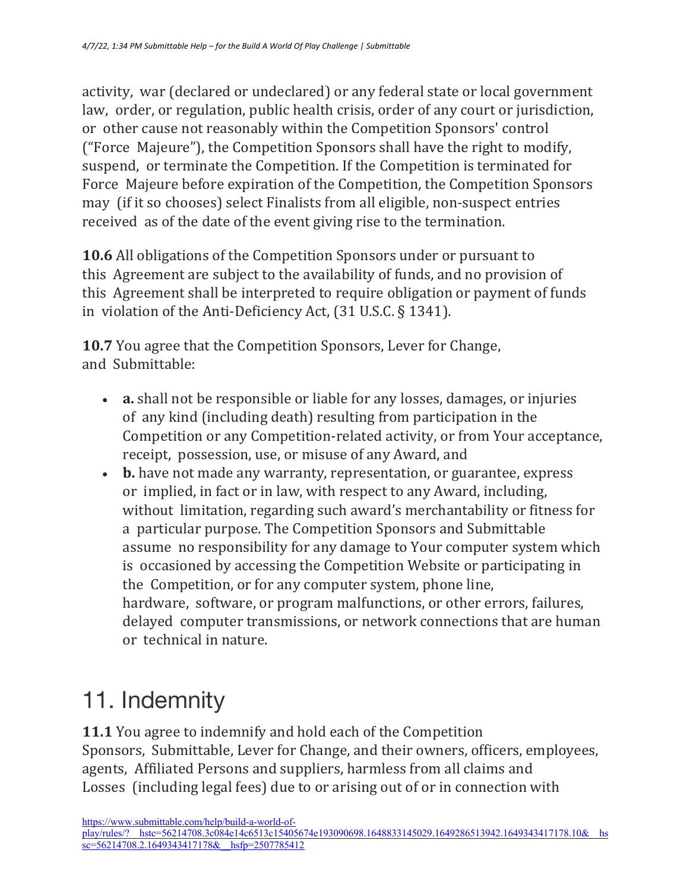activity, war (declared or undeclared) or any federal state or local government law, order, or regulation, public health crisis, order of any court or jurisdiction, or other cause not reasonably within the Competition Sponsors' control ("Force Majeure"), the Competition Sponsors shall have the right to modify, suspend, or terminate the Competition. If the Competition is terminated for Force Majeure before expiration of the Competition, the Competition Sponsors may (if it so chooses) select Finalists from all eligible, non-suspect entries received as of the date of the event giving rise to the termination.

**10.6** All obligations of the Competition Sponsors under or pursuant to this Agreement are subject to the availability of funds, and no provision of this Agreement shall be interpreted to require obligation or payment of funds in violation of the Anti-Deficiency Act, (31 U.S.C. § 1341).

**10.7** You agree that the Competition Sponsors, Lever for Change, and Submittable:

- **a.** shall not be responsible or liable for any losses, damages, or injuries of any kind (including death) resulting from participation in the Competition or any Competition-related activity, or from Your acceptance, receipt, possession, use, or misuse of any Award, and
- **b.** have not made any warranty, representation, or guarantee, express or implied, in fact or in law, with respect to any Award, including, without limitation, regarding such award's merchantability or fitness for a particular purpose. The Competition Sponsors and Submittable assume no responsibility for any damage to Your computer system which is occasioned by accessing the Competition Website or participating in the Competition, or for any computer system, phone line, hardware, software, or program malfunctions, or other errors, failures, delayed computer transmissions, or network connections that are human or technical in nature.

# 11. Indemnity

**11.1** You agree to indemnify and hold each of the Competition Sponsors, Submittable, Lever for Change, and their owners, officers, employees, agents, Affiliated Persons and suppliers, harmless from all claims and Losses (including legal fees) due to or arising out of or in connection with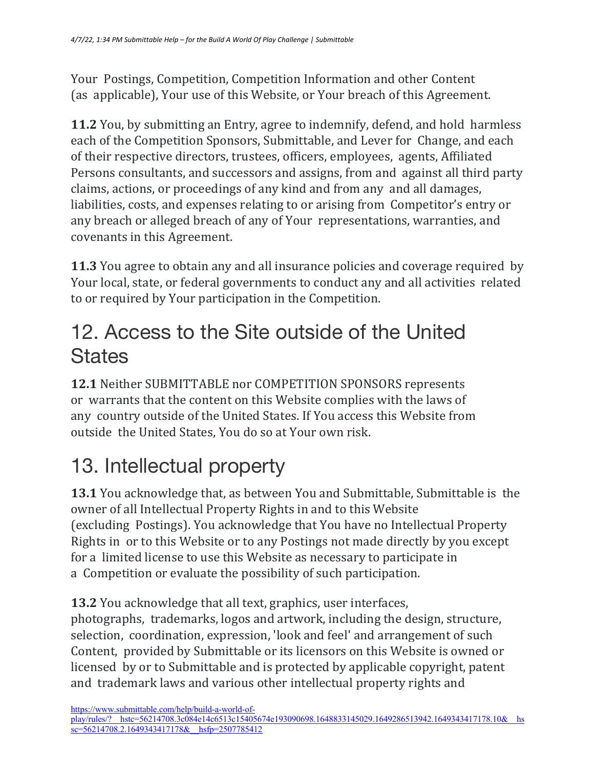Your Postings, Competition, Competition Information and other Content (as applicable), Your use of this Website, or Your breach of this Agreement.

**11.2** You, by submitting an Entry, agree to indemnify, defend, and hold harmless each of the Competition Sponsors, Submittable, and Lever for Change, and each of their respective directors, trustees, officers, employees, agents, Affiliated Persons consultants, and successors and assigns, from and against all third party claims, actions, or proceedings of any kind and from any and all damages, liabilities, costs, and expenses relating to or arising from Competitor's entry or any breach or alleged breach of any of Your representations, warranties, and covenants in this Agreement.

**11.3** You agree to obtain any and all insurance policies and coverage required by Your local, state, or federal governments to conduct any and all activities related to or required by Your participation in the Competition.

## 12. Access to the Site outside of the United States

**12.1** Neither SUBMITTABLE nor COMPETITION SPONSORS represents or warrants that the content on this Website complies with the laws of any country outside of the United States. If You access this Website from outside the United States, You do so at Your own risk.

## 13. Intellectual property

**13.1** You acknowledge that, as between You and Submittable, Submittable is the owner of all Intellectual Property Rights in and to this Website (excluding Postings). You acknowledge that You have no Intellectual Property Rights in or to this Website or to any Postings not made directly by you except for a limited license to use this Website as necessary to participate in a Competition or evaluate the possibility of such participation.

**13.2** You acknowledge that all text, graphics, user interfaces, photographs, trademarks, logos and artwork, including the design, structure, selection, coordination, expression, 'look and feel' and arrangement of such Content, provided by Submittable or its licensors on this Website is owned or licensed by or to Submittable and is protected by applicable copyright, patent and trademark laws and various other intellectual property rights and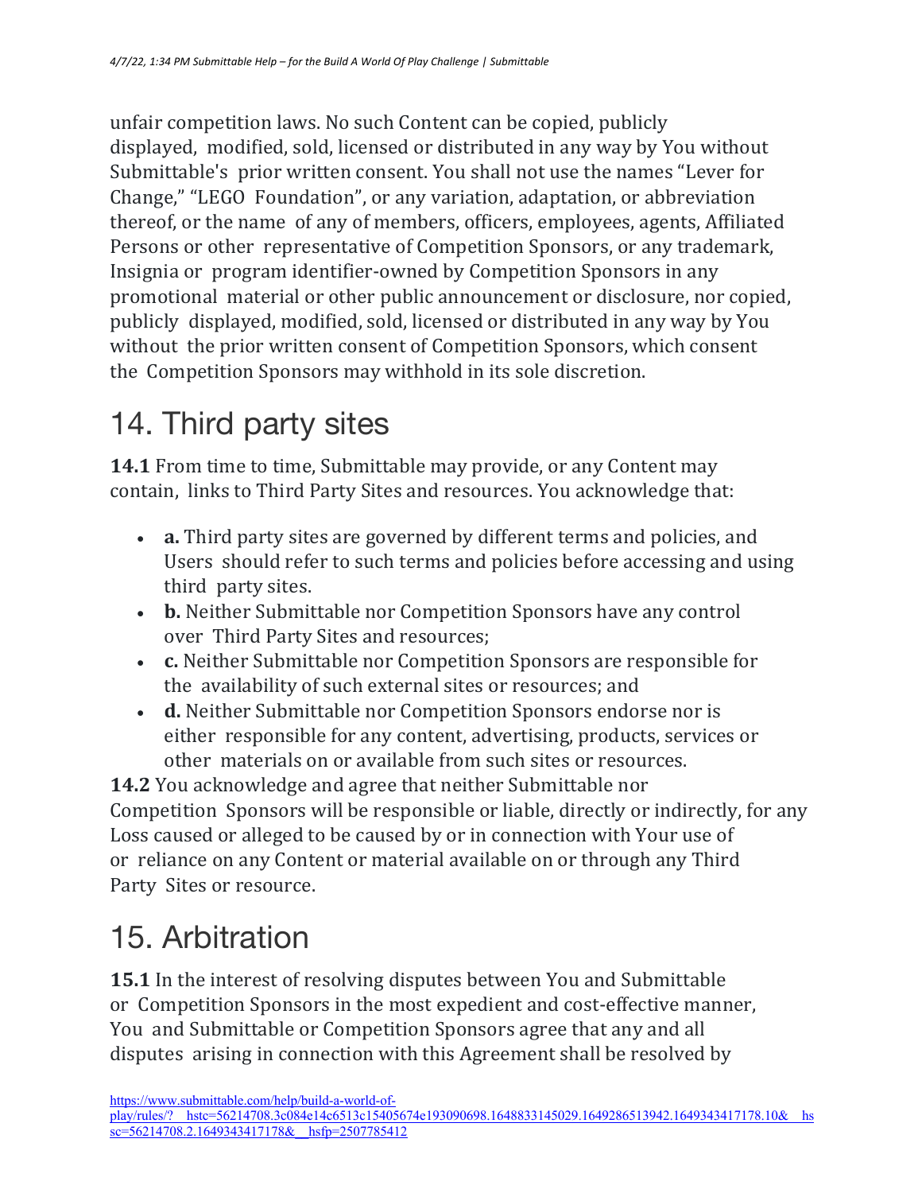unfair competition laws. No such Content can be copied, publicly displayed, modified, sold, licensed or distributed in any way by You without Submittable's prior written consent. You shall not use the names "Lever for Change," "LEGO Foundation", or any variation, adaptation, or abbreviation thereof, or the name of any of members, officers, employees, agents, Affiliated Persons or other representative of Competition Sponsors, or any trademark, Insignia or program identifier-owned by Competition Sponsors in any promotional material or other public announcement or disclosure, nor copied, publicly displayed, modified, sold, licensed or distributed in any way by You without the prior written consent of Competition Sponsors, which consent the Competition Sponsors may withhold in its sole discretion.

# 14. Third party sites

**14.1** From time to time, Submittable may provide, or any Content may contain, links to Third Party Sites and resources. You acknowledge that:

- **a.** Third party sites are governed by different terms and policies, and Users should refer to such terms and policies before accessing and using third party sites.
- **b.** Neither Submittable nor Competition Sponsors have any control over Third Party Sites and resources;
- **c.** Neither Submittable nor Competition Sponsors are responsible for the availability of such external sites or resources; and
- **d.** Neither Submittable nor Competition Sponsors endorse nor is either responsible for any content, advertising, products, services or other materials on or available from such sites or resources.

**14.2** You acknowledge and agree that neither Submittable nor Competition Sponsors will be responsible or liable, directly or indirectly, for any Loss caused or alleged to be caused by or in connection with Your use of or reliance on any Content or material available on or through any Third Party Sites or resource.

# 15. Arbitration

**15.1** In the interest of resolving disputes between You and Submittable or Competition Sponsors in the most expedient and cost-effective manner, You and Submittable or Competition Sponsors agree that any and all disputes arising in connection with this Agreement shall be resolved by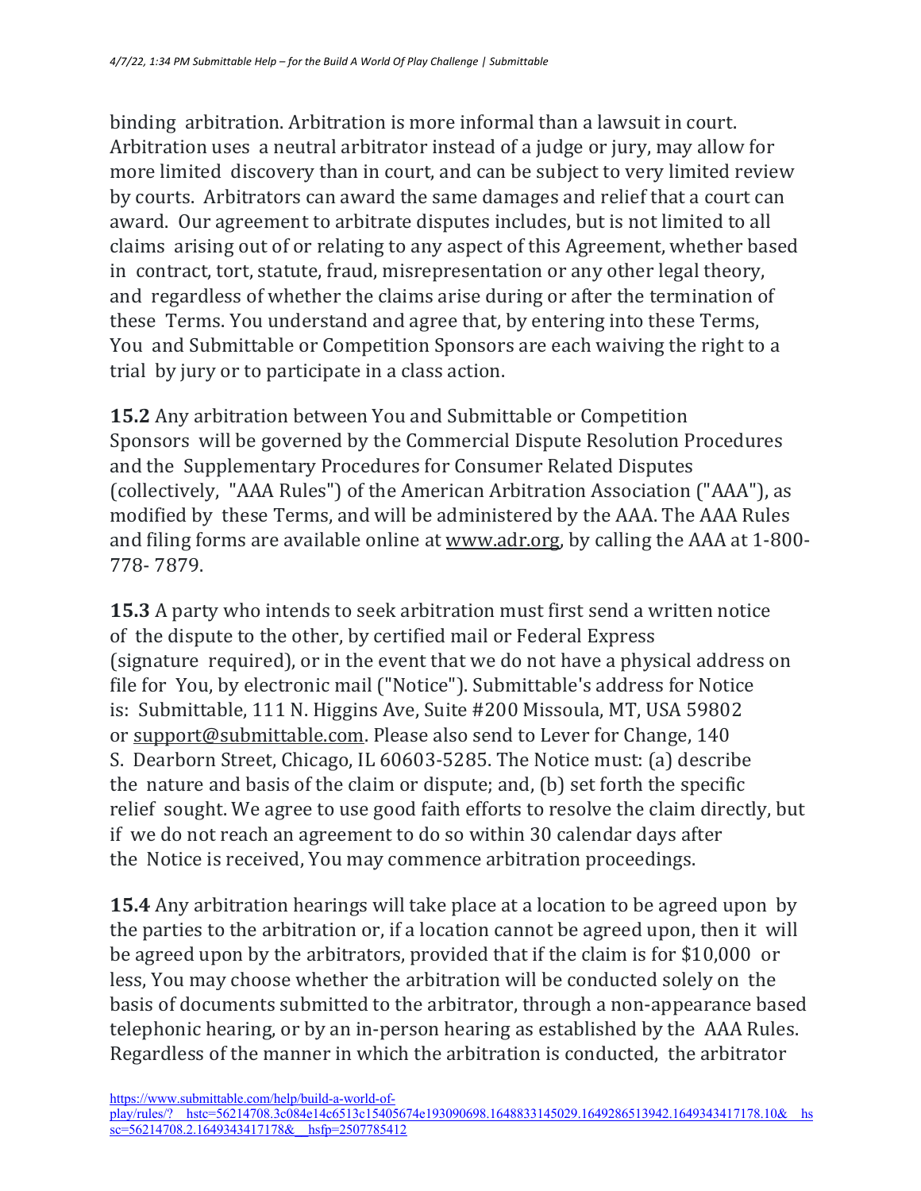binding arbitration. Arbitration is more informal than a lawsuit in court. Arbitration uses a neutral arbitrator instead of a judge or jury, may allow for more limited discovery than in court, and can be subject to very limited review by courts. Arbitrators can award the same damages and relief that a court can award. Our agreement to arbitrate disputes includes, but is not limited to all claims arising out of or relating to any aspect of this Agreement, whether based in contract, tort, statute, fraud, misrepresentation or any other legal theory, and regardless of whether the claims arise during or after the termination of these Terms. You understand and agree that, by entering into these Terms, You and Submittable or Competition Sponsors are each waiving the right to a trial by jury or to participate in a class action.

**15.2** Any arbitration between You and Submittable or Competition Sponsors will be governed by the Commercial Dispute Resolution Procedures and the Supplementary Procedures for Consumer Related Disputes (collectively, "AAA Rules") of the American Arbitration Association ("AAA"), as modified by these Terms, and will be administered by the AAA. The AAA Rules and filing forms are available online at www.adr.org, by calling the AAA at 1-800-778- 7879.

**15.3** A party who intends to seek arbitration must first send a written notice of the dispute to the other, by certified mail or Federal Express (signature required), or in the event that we do not have a physical address on file for You, by electronic mail ("Notice"). Submittable's address for Notice is: Submittable, 111 N. Higgins Ave, Suite #200 Missoula, MT, USA 59802 or support@submittable.com. Please also send to Lever for Change, 140 S. Dearborn Street, Chicago, IL 60603-5285. The Notice must: (a) describe the nature and basis of the claim or dispute; and, (b) set forth the specific relief sought. We agree to use good faith efforts to resolve the claim directly, but if we do not reach an agreement to do so within 30 calendar days after the Notice is received, You may commence arbitration proceedings.

**15.4** Any arbitration hearings will take place at a location to be agreed upon by the parties to the arbitration or, if a location cannot be agreed upon, then it will be agreed upon by the arbitrators, provided that if the claim is for $10,000 or less, You may choose whether the arbitration will be conducted solely on the basis of documents submitted to the arbitrator, through a non-appearance based telephonic hearing, or by an in-person hearing as established by the AAA Rules. Regardless of the manner in which the arbitration is conducted, the arbitrator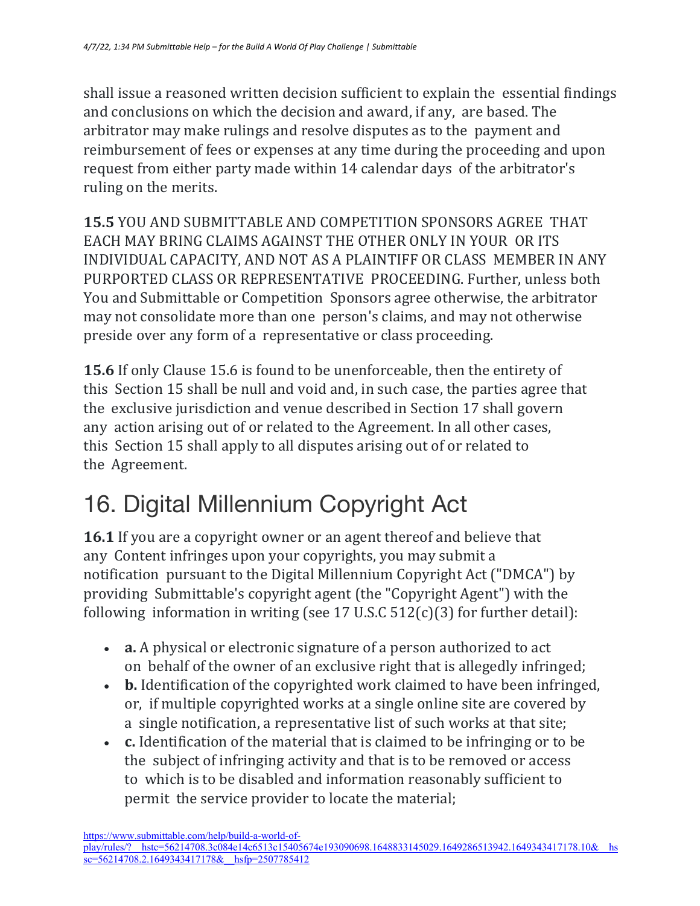shall issue a reasoned written decision sufficient to explain the essential findings and conclusions on which the decision and award, if any, are based. The arbitrator may make rulings and resolve disputes as to the payment and reimbursement of fees or expenses at any time during the proceeding and upon request from either party made within 14 calendar days of the arbitrator's ruling on the merits.

**15.5** YOU AND SUBMITTABLE AND COMPETITION SPONSORS AGREE THAT EACH MAY BRING CLAIMS AGAINST THE OTHER ONLY IN YOUR OR ITS INDIVIDUAL CAPACITY, AND NOT AS A PLAINTIFF OR CLASS MEMBER IN ANY PURPORTED CLASS OR REPRESENTATIVE PROCEEDING. Further, unless both You and Submittable or Competition Sponsors agree otherwise, the arbitrator may not consolidate more than one person's claims, and may not otherwise preside over any form of a representative or class proceeding.

**15.6** If only Clause 15.6 is found to be unenforceable, then the entirety of this Section 15 shall be null and void and, in such case, the parties agree that the exclusive jurisdiction and venue described in Section 17 shall govern any action arising out of or related to the Agreement. In all other cases, this Section 15 shall apply to all disputes arising out of or related to the Agreement.

# 16. Digital Millennium Copyright Act

**16.1** If you are a copyright owner or an agent thereof and believe that any Content infringes upon your copyrights, you may submit a notification pursuant to the Digital Millennium Copyright Act ("DMCA") by providing Submittable's copyright agent (the "Copyright Agent") with the following information in writing (see 17 U.S.C 512(c)(3) for further detail):

- **a.** A physical or electronic signature of a person authorized to act on behalf of the owner of an exclusive right that is allegedly infringed;
- **b.** Identification of the copyrighted work claimed to have been infringed, or, if multiple copyrighted works at a single online site are covered by a single notification, a representative list of such works at that site;
- **c.** Identification of the material that is claimed to be infringing or to be the subject of infringing activity and that is to be removed or access to which is to be disabled and information reasonably sufficient to permit the service provider to locate the material;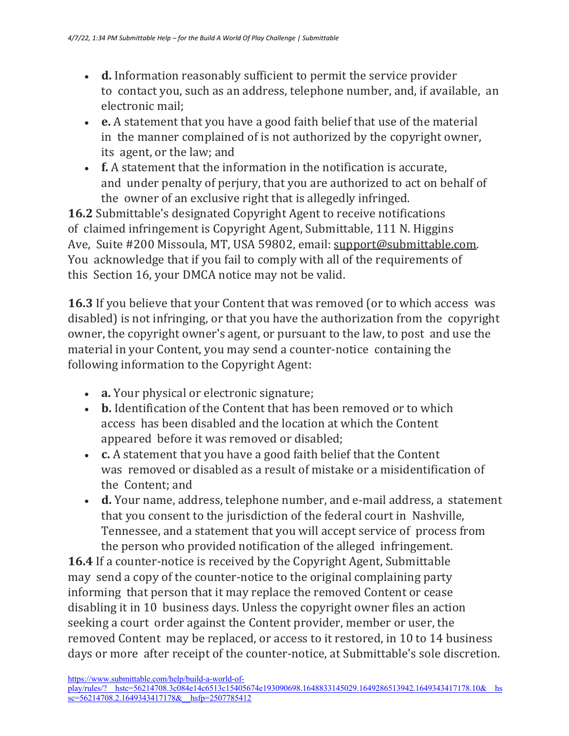- **d.** Information reasonably sufficient to permit the service provider to contact you, such as an address, telephone number, and, if available, an electronic mail;
- **e.** A statement that you have a good faith belief that use of the material in the manner complained of is not authorized by the copyright owner, its agent, or the law; and
- **f.** A statement that the information in the notification is accurate, and under penalty of perjury, that you are authorized to act on behalf of the owner of an exclusive right that is allegedly infringed.

**16.2** Submittable's designated Copyright Agent to receive notifications of claimed infringement is Copyright Agent, Submittable, 111 N. Higgins Ave, Suite #200 Missoula, MT, USA 59802, email: support@submittable.com. You acknowledge that if you fail to comply with all of the requirements of this Section 16, your DMCA notice may not be valid.

**16.3** If you believe that your Content that was removed (or to which access was disabled) is not infringing, or that you have the authorization from the copyright owner, the copyright owner's agent, or pursuant to the law, to post and use the material in your Content, you may send a counter-notice containing the following information to the Copyright Agent:

- **a.** Your physical or electronic signature;
- **b.** Identification of the Content that has been removed or to which access has been disabled and the location at which the Content appeared before it was removed or disabled;
- **c.** A statement that you have a good faith belief that the Content was removed or disabled as a result of mistake or a misidentification of the Content; and
- **d.** Your name, address, telephone number, and e-mail address, a statement that you consent to the jurisdiction of the federal court in Nashville, Tennessee, and a statement that you will accept service of process from the person who provided notification of the alleged infringement.

**16.4** If a counter-notice is received by the Copyright Agent, Submittable may send a copy of the counter-notice to the original complaining party informing that person that it may replace the removed Content or cease disabling it in 10 business days. Unless the copyright owner files an action seeking a court order against the Content provider, member or user, the removed Content may be replaced, or access to it restored, in 10 to 14 business days or more after receipt of the counter-notice, at Submittable's sole discretion.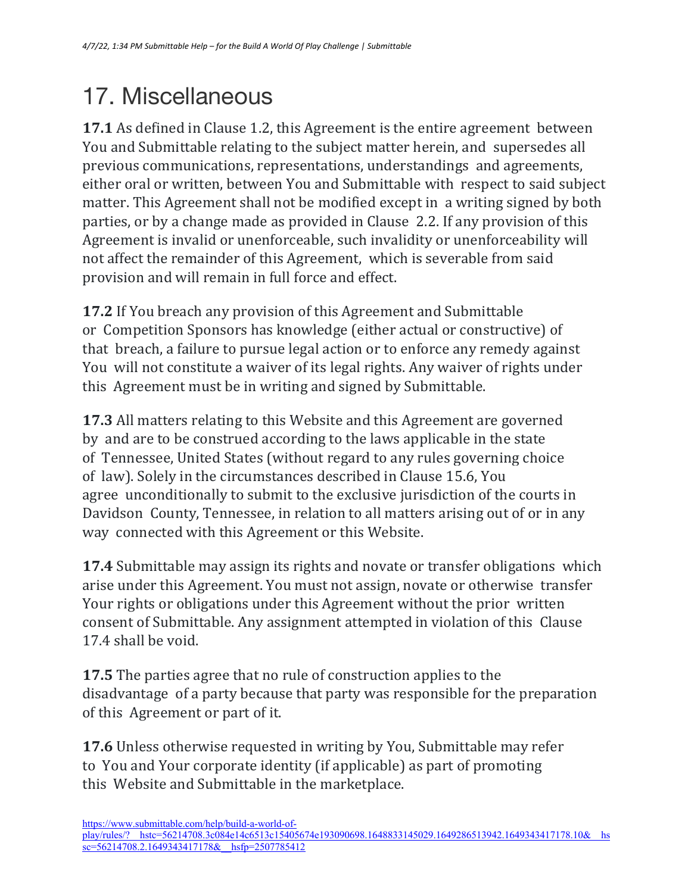# 17. Miscellaneous

**17.1** As defined in Clause 1.2, this Agreement is the entire agreement between You and Submittable relating to the subject matter herein, and supersedes all previous communications, representations, understandings and agreements, either oral or written, between You and Submittable with respect to said subject matter. This Agreement shall not be modified except in a writing signed by both parties, or by a change made as provided in Clause 2.2. If any provision of this Agreement is invalid or unenforceable, such invalidity or unenforceability will not affect the remainder of this Agreement, which is severable from said provision and will remain in full force and effect.

**17.2** If You breach any provision of this Agreement and Submittable or Competition Sponsors has knowledge (either actual or constructive) of that breach, a failure to pursue legal action or to enforce any remedy against You will not constitute a waiver of its legal rights. Any waiver of rights under this Agreement must be in writing and signed by Submittable.

**17.3** All matters relating to this Website and this Agreement are governed by and are to be construed according to the laws applicable in the state of Tennessee, United States (without regard to any rules governing choice of law). Solely in the circumstances described in Clause 15.6, You agree unconditionally to submit to the exclusive jurisdiction of the courts in Davidson County, Tennessee, in relation to all matters arising out of or in any way connected with this Agreement or this Website.

**17.4** Submittable may assign its rights and novate or transfer obligations which arise under this Agreement. You must not assign, novate or otherwise transfer Your rights or obligations under this Agreement without the prior written consent of Submittable. Any assignment attempted in violation of this Clause 17.4 shall be void.

**17.5** The parties agree that no rule of construction applies to the disadvantage of a party because that party was responsible for the preparation of this Agreement or part of it.

**17.6** Unless otherwise requested in writing by You, Submittable may refer to You and Your corporate identity (if applicable) as part of promoting this Website and Submittable in the marketplace.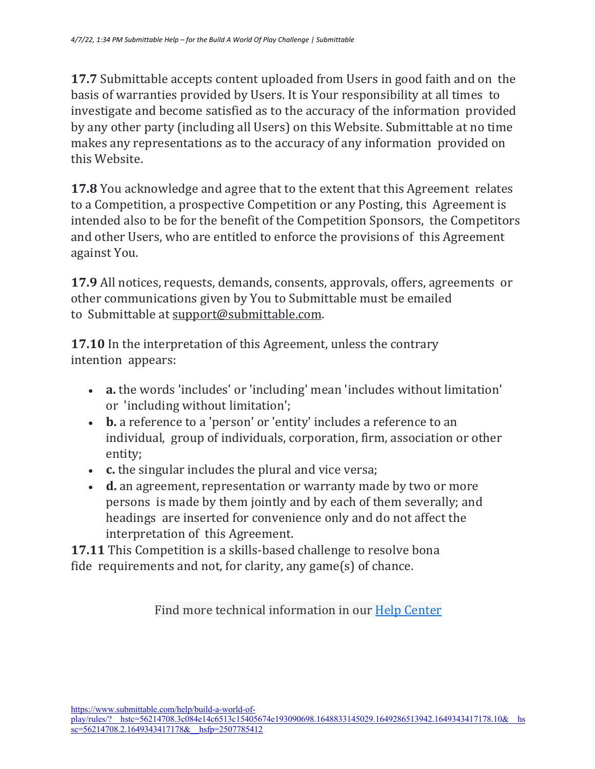**17.7** Submittable accepts content uploaded from Users in good faith and on the basis of warranties provided by Users. It is Your responsibility at all times to investigate and become satisfied as to the accuracy of the information provided by any other party (including all Users) on this Website. Submittable at no time makes any representations as to the accuracy of any information provided on this Website.

**17.8** You acknowledge and agree that to the extent that this Agreement relates to a Competition, a prospective Competition or any Posting, this Agreement is intended also to be for the benefit of the Competition Sponsors, the Competitors and other Users, who are entitled to enforce the provisions of this Agreement against You.

**17.9** All notices, requests, demands, consents, approvals, offers, agreements or other communications given by You to Submittable must be emailed to Submittable at support@submittable.com.

**17.10** In the interpretation of this Agreement, unless the contrary intention appears:

- **a.** the words 'includes' or 'including' mean 'includes without limitation' or 'including without limitation';
- **b.** a reference to a 'person' or 'entity' includes a reference to an individual, group of individuals, corporation, firm, association or other entity;
- **c.** the singular includes the plural and vice versa;
- **d.** an agreement, representation or warranty made by two or more persons is made by them jointly and by each of them severally; and headings are inserted for convenience only and do not affect the interpretation of this Agreement.

**17.11** This Competition is a skills-based challenge to resolve bona fide requirements and not, for clarity, any game(s) of chance.

Find more technical information in our Help Center